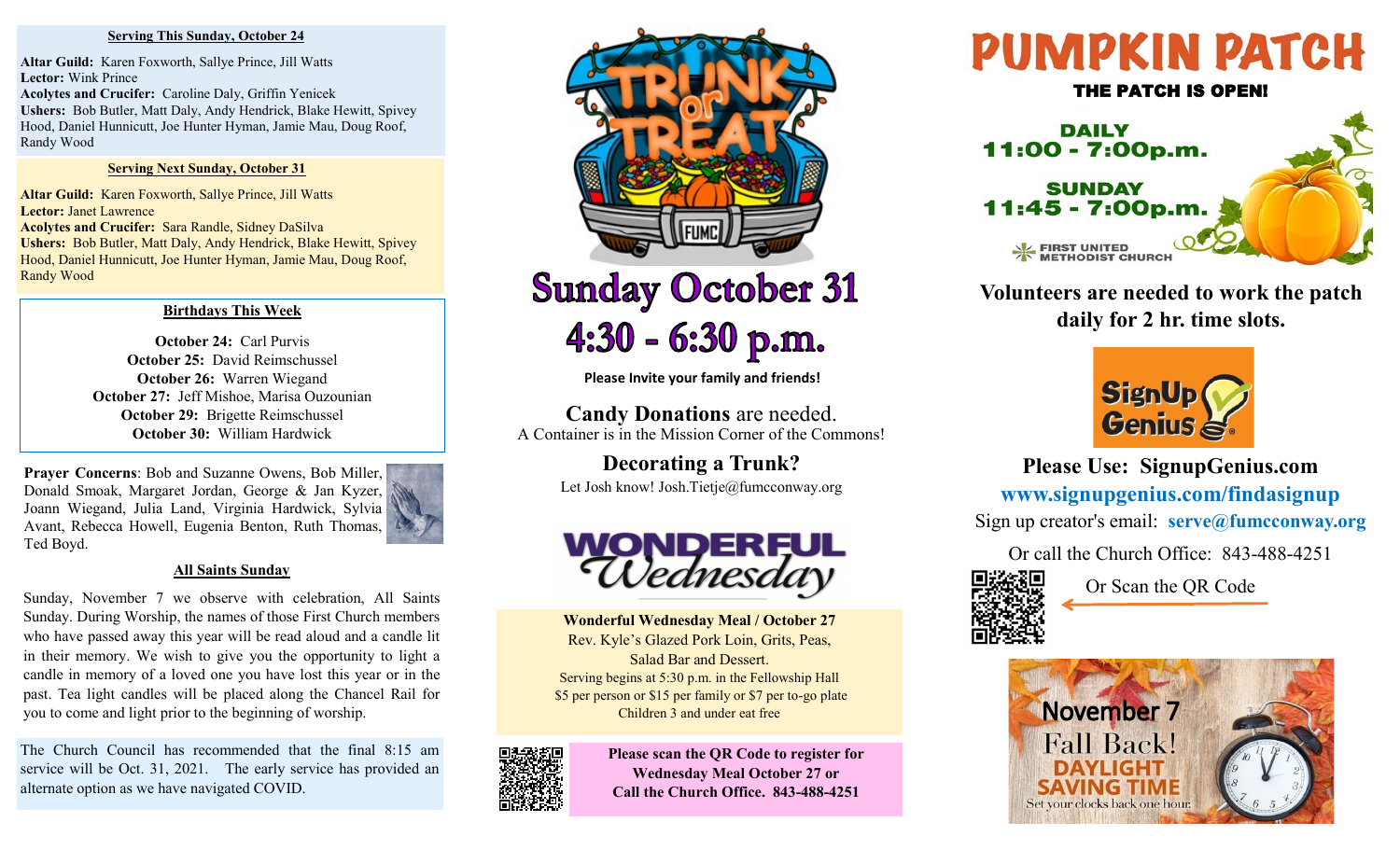**Serving This Sunday, October 24**

**Altar Guild:** Karen Foxworth, Sallye Prince, Jill Watts
**Lector:** Wink Prince
**Acolytes and Crucifer:** Caroline Daly, Griffin Yenicek
**Ushers:** Bob Butler, Matt Daly, Andy Hendrick, Blake Hewitt, Spivey Hood, Daniel Hunnicutt, Joe Hunter Hyman, Jamie Mau, Doug Roof, Randy Wood

**Serving Next Sunday, October 31**

**Altar Guild:** Karen Foxworth, Sallye Prince, Jill Watts
**Lector:** Janet Lawrence
**Acolytes and Crucifer:** Sara Randle, Sidney DaSilva
**Ushers:** Bob Butler, Matt Daly, Andy Hendrick, Blake Hewitt, Spivey Hood, Daniel Hunnicutt, Joe Hunter Hyman, Jamie Mau, Doug Roof, Randy Wood

**Birthdays This Week**

**October 24:** Carl Purvis
**October 25:** David Reimschussel
**October 26:** Warren Wiegand
**October 27:** Jeff Mishoe, Marisa Ouzounian
**October 29:** Brigette Reimschussel
**October 30:** William Hardwick

**Prayer Concerns**: Bob and Suzanne Owens, Bob Miller, Donald Smoak, Margaret Jordan, George & Jan Kyzer, Joann Wiegand, Julia Land, Virginia Hardwick, Sylvia Avant, Rebecca Howell, Eugenia Benton, Ruth Thomas, Ted Boyd.

**All Saints Sunday**

Sunday, November 7 we observe with celebration, All Saints Sunday. During Worship, the names of those First Church members who have passed away this year will be read aloud and a candle lit in their memory. We wish to give you the opportunity to light a candle in memory of a loved one you have lost this year or in the past. Tea light candles will be placed along the Chancel Rail for you to come and light prior to the beginning of worship.

The Church Council has recommended that the final 8:15 am service will be Oct. 31, 2021. The early service has provided an alternate option as we have navigated COVID.

# Trunk or Treat

# Sunday October 31
# 4:30 - 6:30 p.m.

**Please Invite your family and friends!**

**Candy Donations** are needed.
A Container is in the Mission Corner of the Commons!

**Decorating a Trunk?**
Let Josh know! Josh.Tietje@fumcconway.org

# Wonderful Wednesday

**Wonderful Wednesday Meal / October 27**
Rev. Kyle's Glazed Pork Loin, Grits, Peas, Salad Bar and Dessert.
Serving begins at 5:30 p.m. in the Fellowship Hall
$5 per person or $15 per family or $7 per to-go plate
Children 3 and under eat free

**Please scan the QR Code to register for Wednesday Meal October 27 or Call the Church Office. 843-488-4251**

# PUMPKIN PATCH

**THE PATCH IS OPEN!**

**DAILY 11:00 - 7:00p.m.**
**SUNDAY 11:45 - 7:00p.m.**

FIRST UNITED METHODIST CHURCH

**Volunteers are needed to work the patch daily for 2 hr. time slots.**

SignUp Genius

**Please Use: SignupGenius.com**
**www.signupgenius.com/findasignup**
Sign up creator's email: **serve@fumcconway.org**

Or call the Church Office: 843-488-4251

Or Scan the QR Code

November 7
Fall Back!
DAYLIGHT SAVING TIME
Set your clocks back one hour.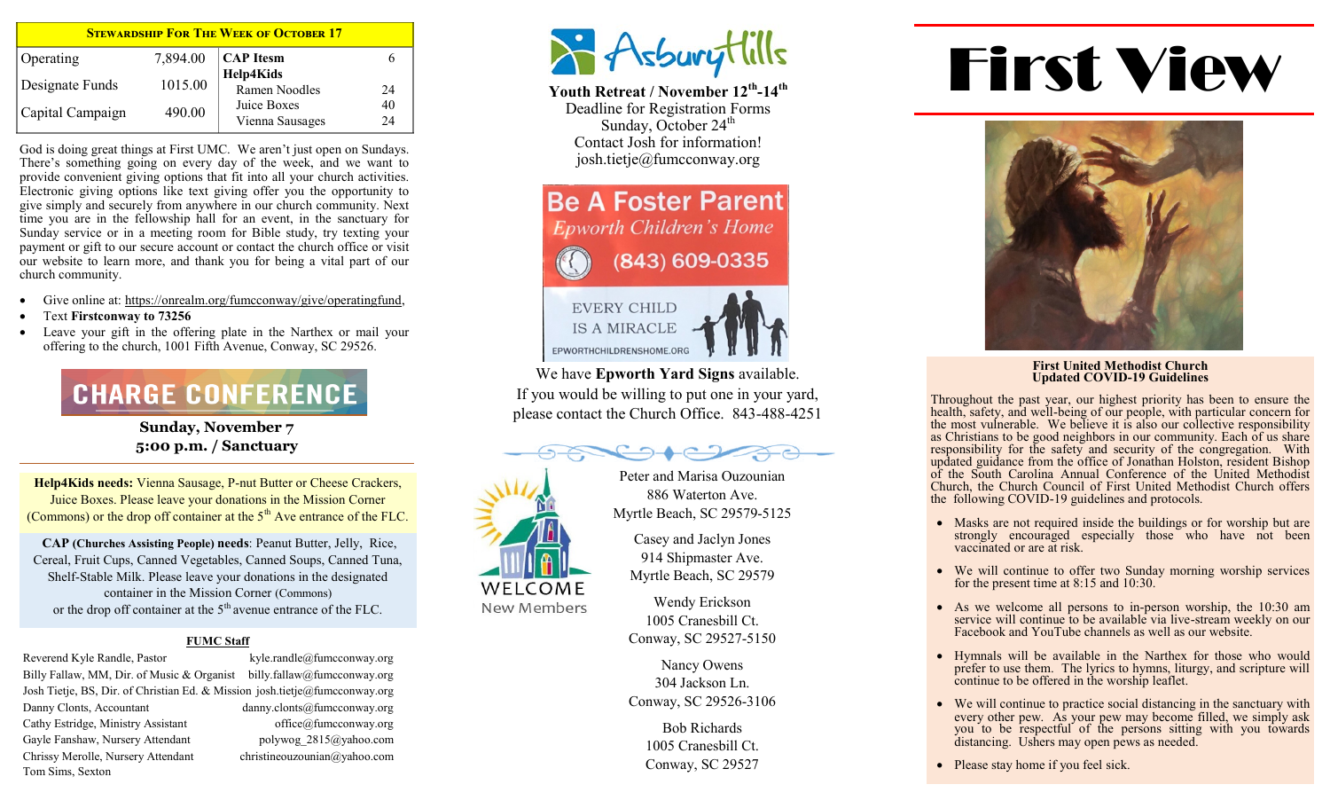## Stewardship For The Week of October 17

| | | | |
|---|---|---|---|
| Operating | 7,894.00 | **CAP Itesm** | 6 |
| Designate Funds | 1015.00 | **Help4Kids** | |
| | | Ramen Noodles | 24 |
| Capital Campaign | 490.00 | Juice Boxes | 40 |
| | | Vienna Sausages | 24 |

God is doing great things at First UMC. We aren't just open on Sundays. There's something going on every day of the week, and we want to provide convenient giving options that fit into all your church activities. Electronic giving options like text giving offer you the opportunity to give simply and securely from anywhere in our church community. Next time you are in the fellowship hall for an event, in the sanctuary for Sunday service or in a meeting room for Bible study, try texting your payment or gift to our secure account or contact the church office or visit our website to learn more, and thank you for being a vital part of our church community.

- Give online at: https://onrealm.org/fumcconway/give/operatingfund,
- Text **Firstconway to 73256**
- Leave your gift in the offering plate in the Narthex or mail your offering to the church, 1001 Fifth Avenue, Conway, SC 29526.

## CHARGE CONFERENCE

**Sunday, November 7**
**5:00 p.m. / Sanctuary**

**Help4Kids needs:** Vienna Sausage, P-nut Butter or Cheese Crackers, Juice Boxes. Please leave your donations in the Mission Corner (Commons) or the drop off container at the 5th Ave entrance of the FLC.

**CAP (Churches Assisting People) needs**: Peanut Butter, Jelly, Rice, Cereal, Fruit Cups, Canned Vegetables, Canned Soups, Canned Tuna, Shelf-Stable Milk. Please leave your donations in the designated container in the Mission Corner (Commons) or the drop off container at the 5th avenue entrance of the FLC.

**FUMC Staff**

| | |
|---|---|
| Reverend Kyle Randle, Pastor | kyle.randle@fumcconway.org |
| Billy Fallaw, MM, Dir. of Music & Organist | billy.fallaw@fumcconway.org |
| Josh Tietje, BS, Dir. of Christian Ed. & Mission | josh.tietje@fumcconway.org |
| Danny Clonts, Accountant | danny.clonts@fumcconway.org |
| Cathy Estridge, Ministry Assistant | office@fumcconway.org |
| Gayle Fanshaw, Nursery Attendant | polywog_2815@yahoo.com |
| Chrissy Merolle, Nursery Attendant | christineouzounian@yahoo.com |
| Tom Sims, Sexton | |

AsburyHills

**Youth Retreat / November 12th-14th**
Deadline for Registration Forms
Sunday, October 24th
Contact Josh for information!
josh.tietje@fumcconway.org

**Be A Foster Parent**
*Epworth Children's Home*
(843) 609-0335
EVERY CHILD IS A MIRACLE
EPWORTHCHILDRENSHOME.ORG

We have **Epworth Yard Signs** available.
If you would be willing to put one in your yard, please contact the Church Office. 843-488-4251

WELCOME
New Members

Peter and Marisa Ouzounian
886 Waterton Ave.
Myrtle Beach, SC 29579-5125

Casey and Jaclyn Jones
914 Shipmaster Ave.
Myrtle Beach, SC 29579

Wendy Erickson
1005 Cranesbill Ct.
Conway, SC 29527-5150

Nancy Owens
304 Jackson Ln.
Conway, SC 29526-3106

Bob Richards
1005 Cranesbill Ct.
Conway, SC 29527

# First View

**First United Methodist Church**
**Updated COVID-19 Guidelines**

Throughout the past year, our highest priority has been to ensure the health, safety, and well-being of our people, with particular concern for the most vulnerable. We believe it is also our collective responsibility as Christians to be good neighbors in our community. Each of us share responsibility for the safety and security of the congregation. With updated guidance from the office of Jonathan Holston, resident Bishop of the South Carolina Annual Conference of the United Methodist Church, the Church Council of First United Methodist Church offers the following COVID-19 guidelines and protocols.

- Masks are not required inside the buildings or for worship but are strongly encouraged especially those who have not been vaccinated or are at risk.
- We will continue to offer two Sunday morning worship services for the present time at 8:15 and 10:30.
- As we welcome all persons to in-person worship, the 10:30 am service will continue to be available via live-stream weekly on our Facebook and YouTube channels as well as our website.
- Hymnals will be available in the Narthex for those who would prefer to use them. The lyrics to hymns, liturgy, and scripture will continue to be offered in the worship leaflet.
- We will continue to practice social distancing in the sanctuary with every other pew. As your pew may become filled, we simply ask you to be respectful of the persons sitting with you towards distancing. Ushers may open pews as needed.
- Please stay home if you feel sick.